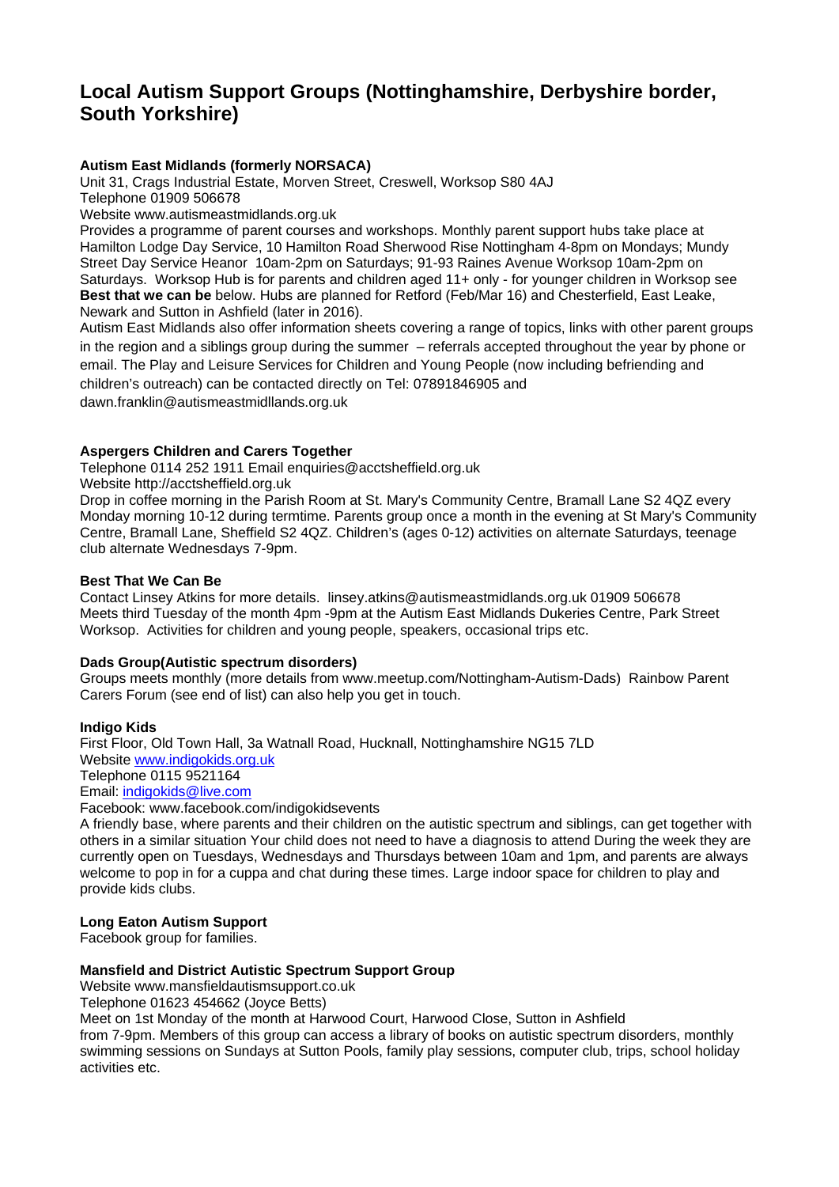# Local Autism Support Groups (Nottinghamshire, Derbyshire border, South Yorkshire)

**Autism East Midlands (formerly NORSACA)**
Unit 31, Crags Industrial Estate, Morven Street, Creswell, Worksop S80 4AJ
Telephone 01909 506678
Website www.autismeastmidlands.org.uk
Provides a programme of parent courses and workshops. Monthly parent support hubs take place at Hamilton Lodge Day Service, 10 Hamilton Road Sherwood Rise Nottingham 4-8pm on Mondays; Mundy Street Day Service Heanor 10am-2pm on Saturdays; 91-93 Raines Avenue Worksop 10am-2pm on Saturdays. Worksop Hub is for parents and children aged 11+ only - for younger children in Worksop see **Best that we can be** below. Hubs are planned for Retford (Feb/Mar 16) and Chesterfield, East Leake, Newark and Sutton in Ashfield (later in 2016).
Autism East Midlands also offer information sheets covering a range of topics, links with other parent groups in the region and a siblings group during the summer – referrals accepted throughout the year by phone or email. The Play and Leisure Services for Children and Young People (now including befriending and children's outreach) can be contacted directly on Tel: 07891846905 and dawn.franklin@autismeastmidllands.org.uk

**Aspergers Children and Carers Together**
Telephone 0114 252 1911 Email enquiries@acctsheffield.org.uk
Website http://acctsheffield.org.uk
Drop in coffee morning in the Parish Room at St. Mary's Community Centre, Bramall Lane S2 4QZ every Monday morning 10-12 during termtime. Parents group once a month in the evening at St Mary's Community Centre, Bramall Lane, Sheffield S2 4QZ. Children's (ages 0-12) activities on alternate Saturdays, teenage club alternate Wednesdays 7-9pm.

**Best That We Can Be**
Contact Linsey Atkins for more details. linsey.atkins@autismeastmidlands.org.uk 01909 506678
Meets third Tuesday of the month 4pm -9pm at the Autism East Midlands Dukeries Centre, Park Street Worksop. Activities for children and young people, speakers, occasional trips etc.

**Dads Group(Autistic spectrum disorders)**
Groups meets monthly (more details from www.meetup.com/Nottingham-Autism-Dads) Rainbow Parent Carers Forum (see end of list) can also help you get in touch.

**Indigo Kids**
First Floor, Old Town Hall, 3a Watnall Road, Hucknall, Nottinghamshire NG15 7LD
Website www.indigokids.org.uk
Telephone 0115 9521164
Email: indigokids@live.com
Facebook: www.facebook.com/indigokidsevents
A friendly base, where parents and their children on the autistic spectrum and siblings, can get together with others in a similar situation Your child does not need to have a diagnosis to attend During the week they are currently open on Tuesdays, Wednesdays and Thursdays between 10am and 1pm, and parents are always welcome to pop in for a cuppa and chat during these times. Large indoor space for children to play and provide kids clubs.

**Long Eaton Autism Support**
Facebook group for families.

**Mansfield and District Autistic Spectrum Support Group**
Website www.mansfieldautismsupport.co.uk
Telephone 01623 454662 (Joyce Betts)
Meet on 1st Monday of the month at Harwood Court, Harwood Close, Sutton in Ashfield from 7-9pm. Members of this group can access a library of books on autistic spectrum disorders, monthly swimming sessions on Sundays at Sutton Pools, family play sessions, computer club, trips, school holiday activities etc.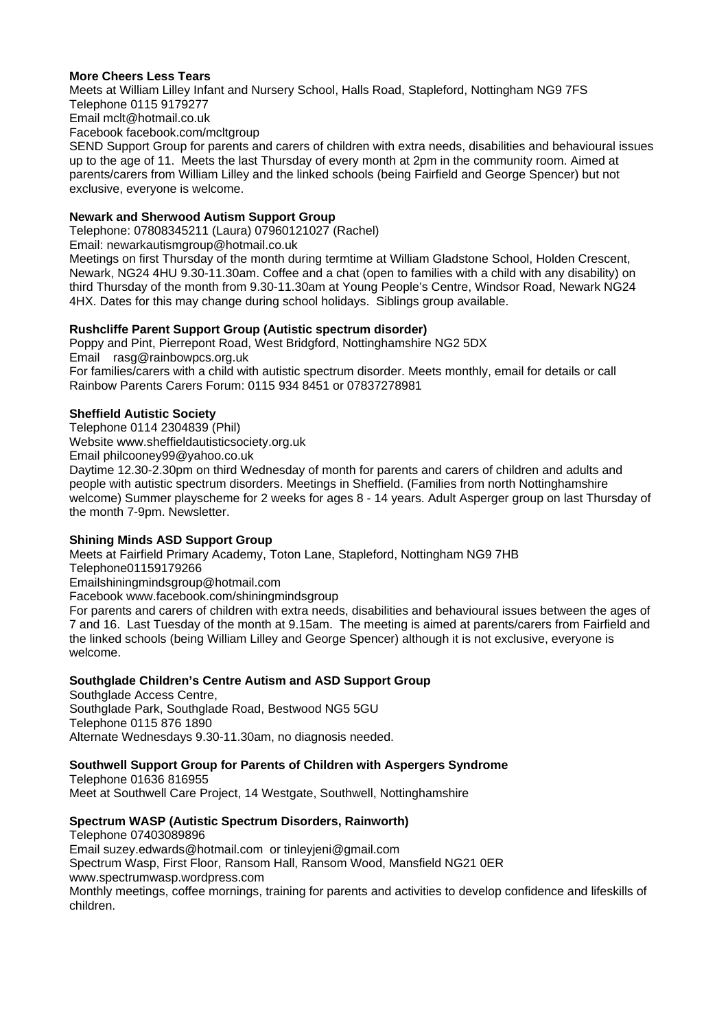**More Cheers Less Tears**

Meets at William Lilley Infant and Nursery School, Halls Road, Stapleford, Nottingham NG9 7FS
Telephone 0115 9179277
Email mclt@hotmail.co.uk
Facebook facebook.com/mcltgroup
SEND Support Group for parents and carers of children with extra needs, disabilities and behavioural issues up to the age of 11. Meets the last Thursday of every month at 2pm in the community room. Aimed at parents/carers from William Lilley and the linked schools (being Fairfield and George Spencer) but not exclusive, everyone is welcome.

**Newark and Sherwood Autism Support Group**

Telephone: 07808345211 (Laura) 07960121027 (Rachel)
Email: newarkautismgroup@hotmail.co.uk
Meetings on first Thursday of the month during termtime at William Gladstone School, Holden Crescent, Newark, NG24 4HU 9.30-11.30am. Coffee and a chat (open to families with a child with any disability) on third Thursday of the month from 9.30-11.30am at Young People's Centre, Windsor Road, Newark NG24 4HX. Dates for this may change during school holidays. Siblings group available.

**Rushcliffe Parent Support Group (Autistic spectrum disorder)**

Poppy and Pint, Pierrepont Road, West Bridgford, Nottinghamshire NG2 5DX
Email rasg@rainbowpcs.org.uk
For families/carers with a child with autistic spectrum disorder. Meets monthly, email for details or call Rainbow Parents Carers Forum: 0115 934 8451 or 07837278981

**Sheffield Autistic Society**

Telephone 0114 2304839 (Phil)
Website www.sheffieldautisticsociety.org.uk
Email philcooney99@yahoo.co.uk
Daytime 12.30-2.30pm on third Wednesday of month for parents and carers of children and adults and people with autistic spectrum disorders. Meetings in Sheffield. (Families from north Nottinghamshire welcome) Summer playscheme for 2 weeks for ages 8 - 14 years. Adult Asperger group on last Thursday of the month 7-9pm. Newsletter.

**Shining Minds ASD Support Group**

Meets at Fairfield Primary Academy, Toton Lane, Stapleford, Nottingham NG9 7HB
Telephone01159179266
Emailshiningmindsgroup@hotmail.com
Facebook www.facebook.com/shiningmindsgroup
For parents and carers of children with extra needs, disabilities and behavioural issues between the ages of 7 and 16. Last Tuesday of the month at 9.15am. The meeting is aimed at parents/carers from Fairfield and the linked schools (being William Lilley and George Spencer) although it is not exclusive, everyone is welcome.

**Southglade Children's Centre Autism and ASD Support Group**

Southglade Access Centre,
Southglade Park, Southglade Road, Bestwood NG5 5GU
Telephone 0115 876 1890
Alternate Wednesdays 9.30-11.30am, no diagnosis needed.

**Southwell Support Group for Parents of Children with Aspergers Syndrome**

Telephone 01636 816955
Meet at Southwell Care Project, 14 Westgate, Southwell, Nottinghamshire

**Spectrum WASP (Autistic Spectrum Disorders, Rainworth)**

Telephone 07403089896
Email suzey.edwards@hotmail.com or tinleyjeni@gmail.com
Spectrum Wasp, First Floor, Ransom Hall, Ransom Wood, Mansfield NG21 0ER
www.spectrumwasp.wordpress.com
Monthly meetings, coffee mornings, training for parents and activities to develop confidence and lifeskills of children.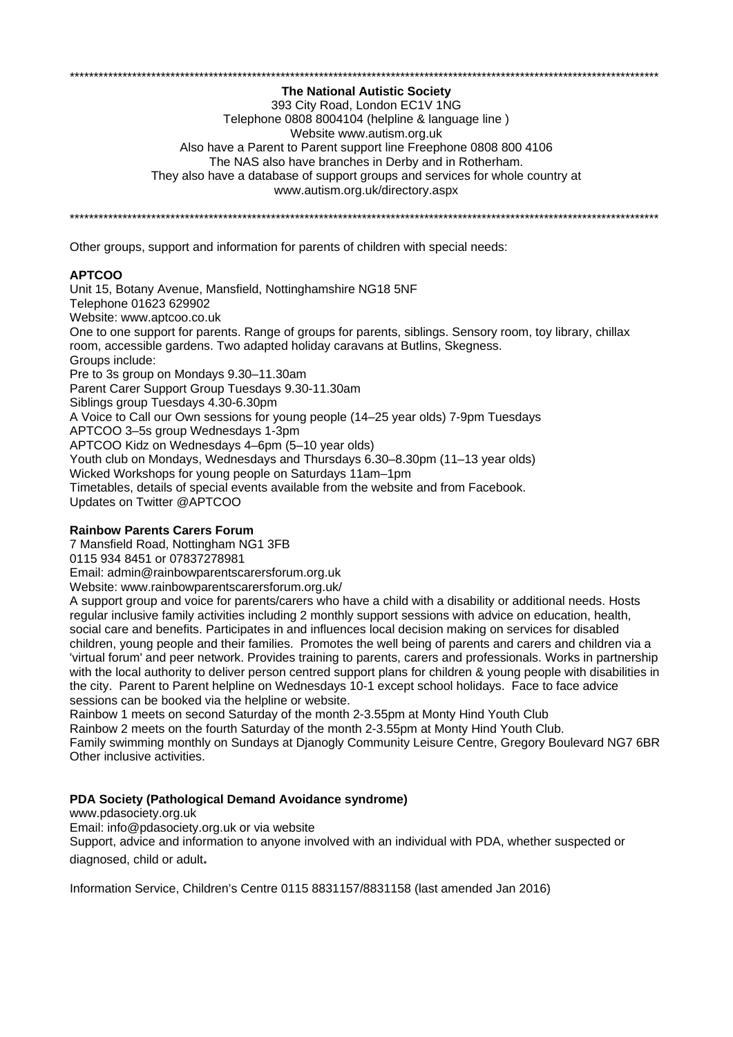\*\*\*\*\*\*\*\*\*\*\*\*\*\*\*\*\*\*\*\*\*\*\*\*\*\*\*\*\*\*\*\*\*\*\*\*\*\*\*\*\*\*\*\*\*\*\*\*\*\*\*\*\*\*\*\*\*\*\*\*\*\*\*\*\*\*\*\*\*\*\*\*\*\*\*\*\*\*\*\*\*\*\*\*\*\*\*\*\*\*\*\*\*\*\*\*\*\*\*\*\*\*\*\*\*\*\*\*\*\*\*\*\*\*\*\*

**The National Autistic Society**
393 City Road, London EC1V 1NG
Telephone 0808 8004104 (helpline & language line )
Website www.autism.org.uk
Also have a Parent to Parent support line Freephone 0808 800 4106
The NAS also have branches in Derby and in Rotherham.
They also have a database of support groups and services for whole country at
www.autism.org.uk/directory.aspx

\*\*\*\*\*\*\*\*\*\*\*\*\*\*\*\*\*\*\*\*\*\*\*\*\*\*\*\*\*\*\*\*\*\*\*\*\*\*\*\*\*\*\*\*\*\*\*\*\*\*\*\*\*\*\*\*\*\*\*\*\*\*\*\*\*\*\*\*\*\*\*\*\*\*\*\*\*\*\*\*\*\*\*\*\*\*\*\*\*\*\*\*\*\*\*\*\*\*\*\*\*\*\*\*\*\*\*\*\*\*\*\*\*\*\*\*

Other groups, support and information for parents of children with special needs:

**APTCOO**
Unit 15, Botany Avenue, Mansfield, Nottinghamshire NG18 5NF
Telephone 01623 629902
Website: www.aptcoo.co.uk
One to one support for parents. Range of groups for parents, siblings. Sensory room, toy library, chillax room, accessible gardens. Two adapted holiday caravans at Butlins, Skegness.
Groups include:
Pre to 3s group on Mondays 9.30–11.30am
Parent Carer Support Group Tuesdays 9.30-11.30am
Siblings group Tuesdays 4.30-6.30pm
A Voice to Call our Own sessions for young people (14–25 year olds) 7-9pm Tuesdays
APTCOO 3–5s group Wednesdays 1-3pm
APTCOO Kidz on Wednesdays 4–6pm (5–10 year olds)
Youth club on Mondays, Wednesdays and Thursdays 6.30–8.30pm (11–13 year olds)
Wicked Workshops for young people on Saturdays 11am–1pm
Timetables, details of special events available from the website and from Facebook.
Updates on Twitter @APTCOO

**Rainbow Parents Carers Forum**
7 Mansfield Road, Nottingham NG1 3FB
0115 934 8451 or 07837278981
Email: admin@rainbowparentscarersforum.org.uk
Website: www.rainbowparentscarersforum.org.uk/
A support group and voice for parents/carers who have a child with a disability or additional needs. Hosts regular inclusive family activities including 2 monthly support sessions with advice on education, health, social care and benefits. Participates in and influences local decision making on services for disabled children, young people and their families. Promotes the well being of parents and carers and children via a 'virtual forum' and peer network. Provides training to parents, carers and professionals. Works in partnership with the local authority to deliver person centred support plans for children & young people with disabilities in the city. Parent to Parent helpline on Wednesdays 10-1 except school holidays. Face to face advice sessions can be booked via the helpline or website.
Rainbow 1 meets on second Saturday of the month 2-3.55pm at Monty Hind Youth Club
Rainbow 2 meets on the fourth Saturday of the month 2-3.55pm at Monty Hind Youth Club.
Family swimming monthly on Sundays at Djanogly Community Leisure Centre, Gregory Boulevard NG7 6BR
Other inclusive activities.

**PDA Society (Pathological Demand Avoidance syndrome)**
www.pdasociety.org.uk
Email: info@pdasociety.org.uk or via website
Support, advice and information to anyone involved with an individual with PDA, whether suspected or diagnosed, child or adult.

Information Service, Children's Centre 0115 8831157/8831158 (last amended Jan 2016)